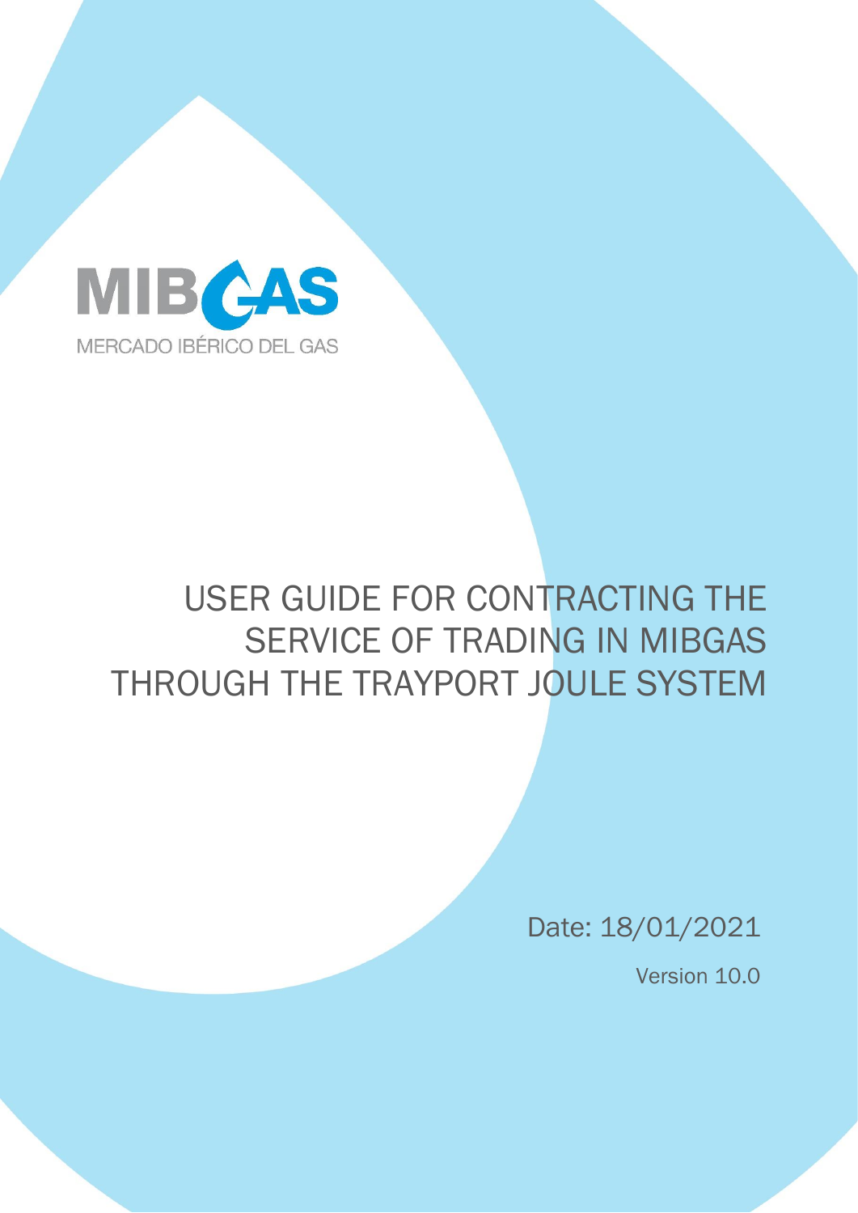MIBGAS

MERCADO IBÉRICO DEL GAS

# USER GUIDE FOR CONTRACTING THE SERVICE OF TRADING IN MIBGAS THROUGH THE TRAYPORT JOULE SYSTEM

Date: 18/01/2021

Version 10.0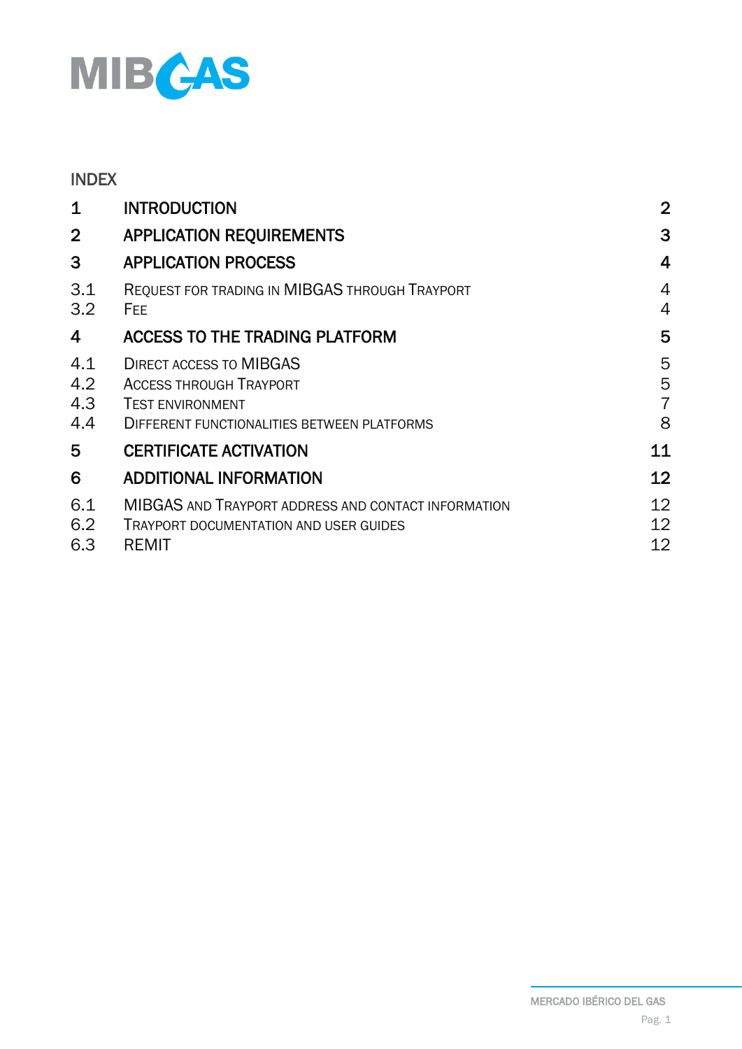INDEX

| | | |
|---|---|---|
| **1** | **INTRODUCTION** | **2** |
| **2** | **APPLICATION REQUIREMENTS** | **3** |
| **3** | **APPLICATION PROCESS** | **4** |
| 3.1 | REQUEST FOR TRADING IN MIBGAS THROUGH TRAYPORT | 4 |
| 3.2 | FEE | 4 |
| **4** | **ACCESS TO THE TRADING PLATFORM** | **5** |
| 4.1 | DIRECT ACCESS TO MIBGAS | 5 |
| 4.2 | ACCESS THROUGH TRAYPORT | 5 |
| 4.3 | TEST ENVIRONMENT | 7 |
| 4.4 | DIFFERENT FUNCTIONALITIES BETWEEN PLATFORMS | 8 |
| **5** | **CERTIFICATE ACTIVATION** | **11** |
| **6** | **ADDITIONAL INFORMATION** | **12** |
| 6.1 | MIBGAS AND TRAYPORT ADDRESS AND CONTACT INFORMATION | 12 |
| 6.2 | TRAYPORT DOCUMENTATION AND USER GUIDES | 12 |
| 6.3 | REMIT | 12 |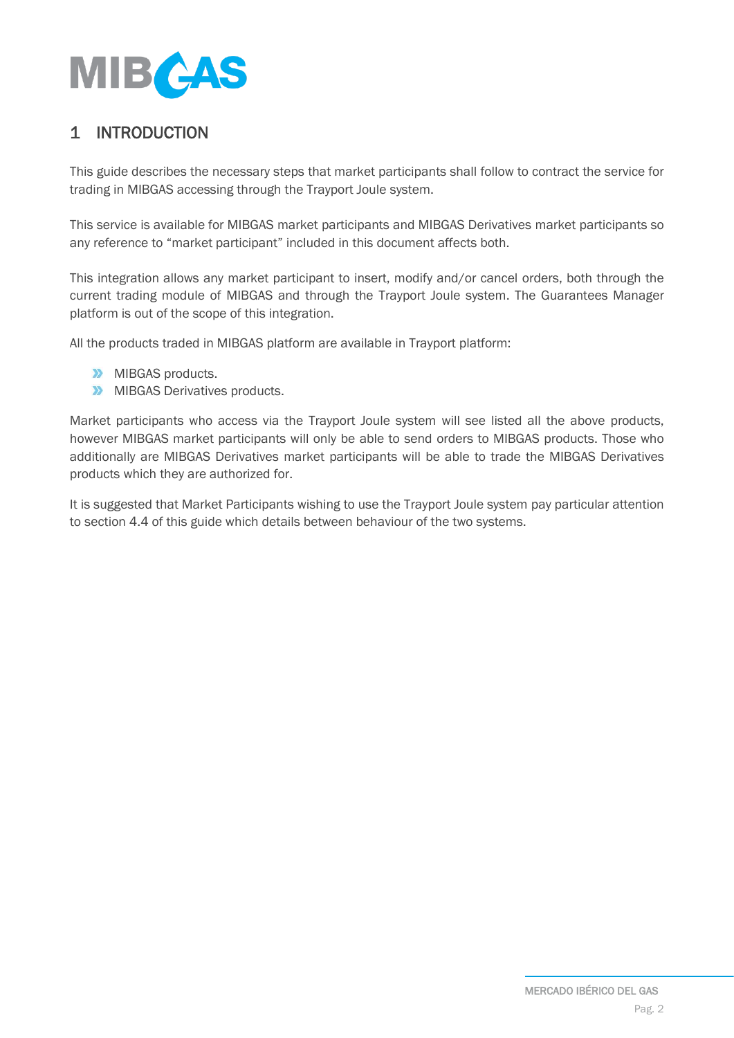# 1 INTRODUCTION

This guide describes the necessary steps that market participants shall follow to contract the service for trading in MIBGAS accessing through the Trayport Joule system.

This service is available for MIBGAS market participants and MIBGAS Derivatives market participants so any reference to “market participant” included in this document affects both.

This integration allows any market participant to insert, modify and/or cancel orders, both through the current trading module of MIBGAS and through the Trayport Joule system. The Guarantees Manager platform is out of the scope of this integration.

All the products traded in MIBGAS platform are available in Trayport platform:

- MIBGAS products.
- MIBGAS Derivatives products.

Market participants who access via the Trayport Joule system will see listed all the above products, however MIBGAS market participants will only be able to send orders to MIBGAS products. Those who additionally are MIBGAS Derivatives market participants will be able to trade the MIBGAS Derivatives products which they are authorized for.

It is suggested that Market Participants wishing to use the Trayport Joule system pay particular attention to section 4.4 of this guide which details between behaviour of the two systems.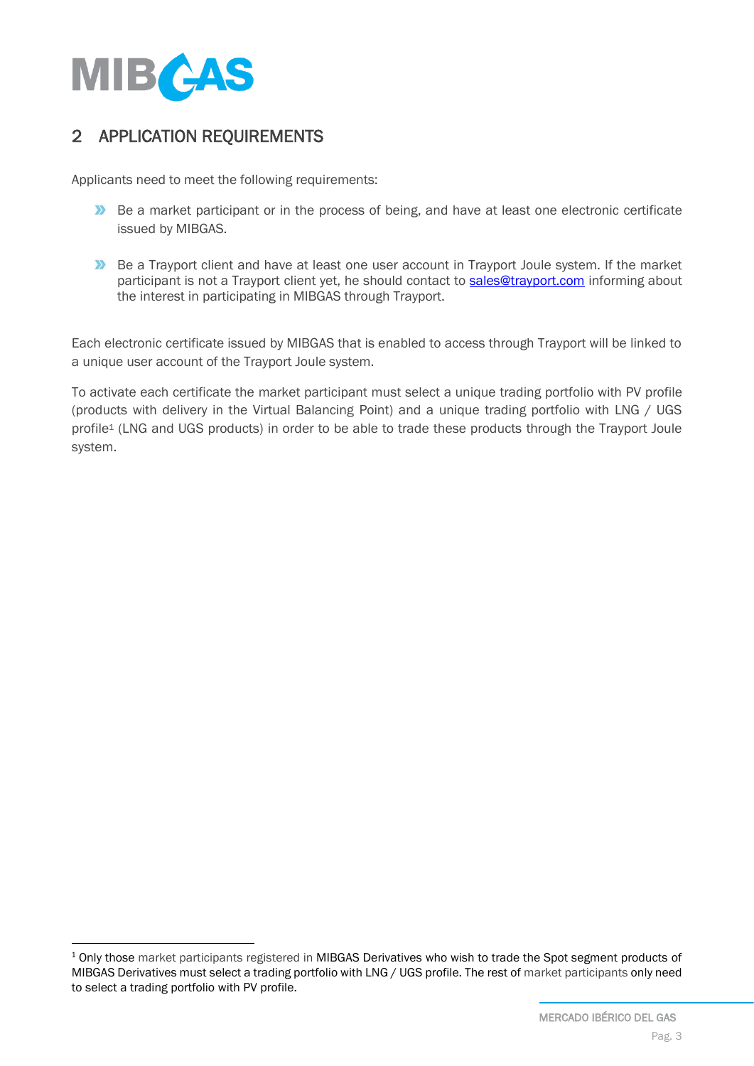## 2 APPLICATION REQUIREMENTS

Applicants need to meet the following requirements:

- Be a market participant or in the process of being, and have at least one electronic certificate issued by MIBGAS.
- Be a Trayport client and have at least one user account in Trayport Joule system. If the market participant is not a Trayport client yet, he should contact to sales@trayport.com informing about the interest in participating in MIBGAS through Trayport.

Each electronic certificate issued by MIBGAS that is enabled to access through Trayport will be linked to a unique user account of the Trayport Joule system.

To activate each certificate the market participant must select a unique trading portfolio with PV profile (products with delivery in the Virtual Balancing Point) and a unique trading portfolio with LNG / UGS profile[1] (LNG and UGS products) in order to be able to trade these products through the Trayport Joule system.

[1] Only those market participants registered in MIBGAS Derivatives who wish to trade the Spot segment products of MIBGAS Derivatives must select a trading portfolio with LNG / UGS profile. The rest of market participants only need to select a trading portfolio with PV profile.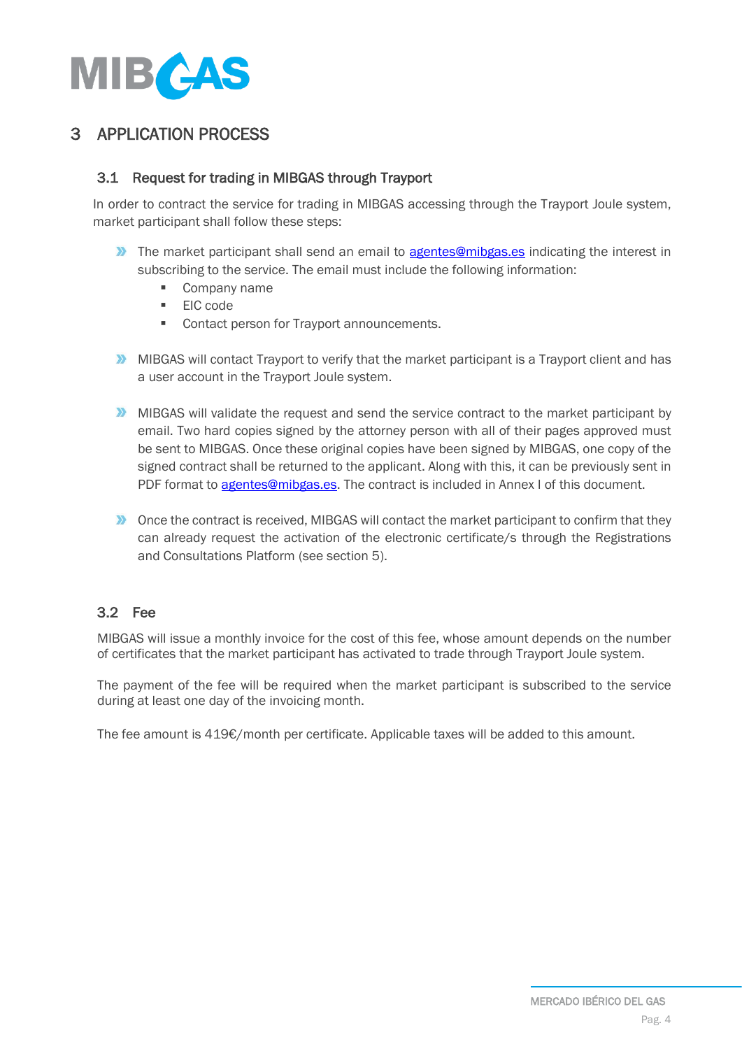# 3 APPLICATION PROCESS

## 3.1 Request for trading in MIBGAS through Trayport

In order to contract the service for trading in MIBGAS accessing through the Trayport Joule system, market participant shall follow these steps:

- The market participant shall send an email to agentes@mibgas.es indicating the interest in subscribing to the service. The email must include the following information:
  - Company name
  - EIC code
  - Contact person for Trayport announcements.

- MIBGAS will contact Trayport to verify that the market participant is a Trayport client and has a user account in the Trayport Joule system.

- MIBGAS will validate the request and send the service contract to the market participant by email. Two hard copies signed by the attorney person with all of their pages approved must be sent to MIBGAS. Once these original copies have been signed by MIBGAS, one copy of the signed contract shall be returned to the applicant. Along with this, it can be previously sent in PDF format to agentes@mibgas.es. The contract is included in Annex I of this document.

- Once the contract is received, MIBGAS will contact the market participant to confirm that they can already request the activation of the electronic certificate/s through the Registrations and Consultations Platform (see section 5).

## 3.2 Fee

MIBGAS will issue a monthly invoice for the cost of this fee, whose amount depends on the number of certificates that the market participant has activated to trade through Trayport Joule system.

The payment of the fee will be required when the market participant is subscribed to the service during at least one day of the invoicing month.

The fee amount is 419€/month per certificate. Applicable taxes will be added to this amount.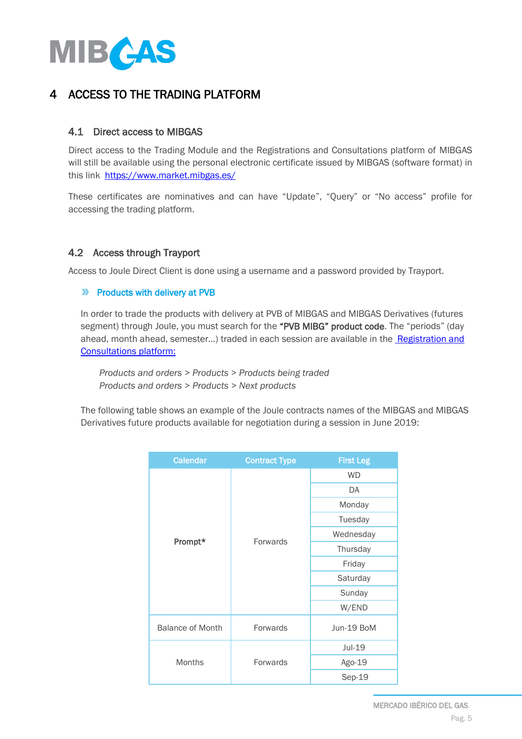# 4 ACCESS TO THE TRADING PLATFORM

## 4.1 Direct access to MIBGAS

Direct access to the Trading Module and the Registrations and Consultations platform of MIBGAS will still be available using the personal electronic certificate issued by MIBGAS (software format) in this link [https://www.market.mibgas.es/](https://www.market.mibgas.es/)

These certificates are nominatives and can have “Update”, “Query” or “No access” profile for accessing the trading platform.

## 4.2 Access through Trayport

Access to Joule Direct Client is done using a username and a password provided by Trayport.

### » Products with delivery at PVB

In order to trade the products with delivery at PVB of MIBGAS and MIBGAS Derivatives (futures segment) through Joule, you must search for the **“PVB MIBG” product code**. The “periods” (day ahead, month ahead, semester...) traded in each session are available in the Registration and Consultations platform:

*Products and orders > Products > Products being traded*
*Products and orders > Products > Next products*

The following table shows an example of the Joule contracts names of the MIBGAS and MIBGAS Derivatives future products available for negotiation during a session in June 2019:

| Calendar | Contract Type | First Leg |
|---|---|---|
| **Prompt*** | Forwards | WD |
| | | DA |
| | | Monday |
| | | Tuesday |
| | | Wednesday |
| | | Thursday |
| | | Friday |
| | | Saturday |
| | | Sunday |
| | | W/END |
| Balance of Month | Forwards | Jun-19 BoM |
| Months | Forwards | Jul-19 |
| | | Ago-19 |
| | | Sep-19 |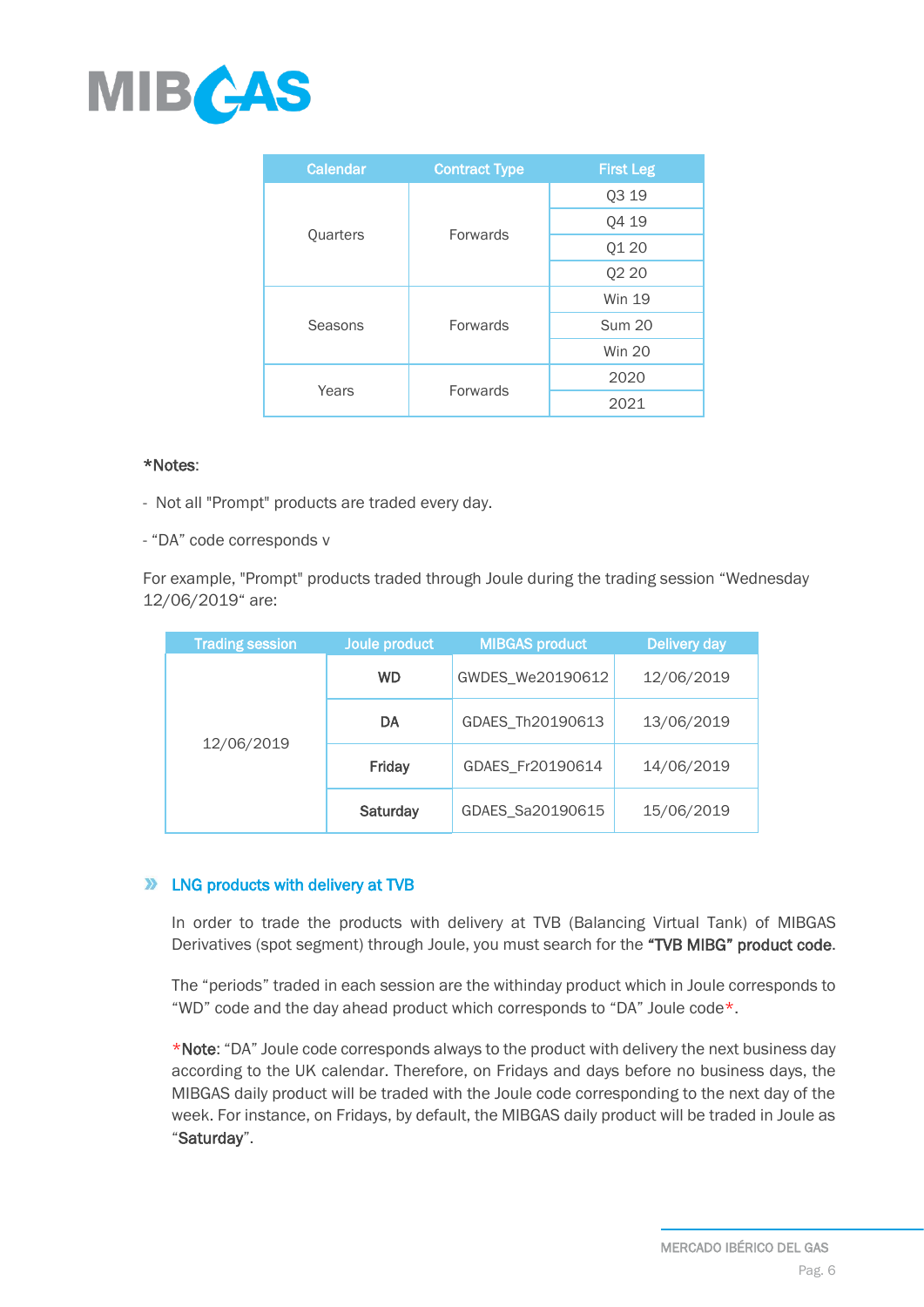| Calendar | Contract Type | First Leg |
|---|---|---|
| Quarters | Forwards | Q3 19 |
| | | Q4 19 |
| | | Q1 20 |
| | | Q2 20 |
| Seasons | Forwards | Win 19 |
| | | Sum 20 |
| | | Win 20 |
| Years | Forwards | 2020 |
| | | 2021 |

*Notes:

- Not all "Prompt" products are traded every day.

- "DA" code corresponds v

For example, "Prompt" products traded through Joule during the trading session "Wednesday 12/06/2019" are:

| Trading session | Joule product | MIBGAS product | Delivery day |
|---|---|---|---|
| 12/06/2019 | **WD** | GWDES_We20190612 | 12/06/2019 |
| | **DA** | GDAES_Th20190613 | 13/06/2019 |
| | **Friday** | GDAES_Fr20190614 | 14/06/2019 |
| | **Saturday** | GDAES_Sa20190615 | 15/06/2019 |

## LNG products with delivery at TVB

In order to trade the products with delivery at TVB (Balancing Virtual Tank) of MIBGAS Derivatives (spot segment) through Joule, you must search for the **"TVB MIBG" product code**.

The "periods" traded in each session are the withinday product which in Joule corresponds to "WD" code and the day ahead product which corresponds to "DA" Joule code*.

*Note: "DA" Joule code corresponds always to the product with delivery the next business day according to the UK calendar. Therefore, on Fridays and days before no business days, the MIBGAS daily product will be traded with the Joule code corresponding to the next day of the week. For instance, on Fridays, by default, the MIBGAS daily product will be traded in Joule as "**Saturday**".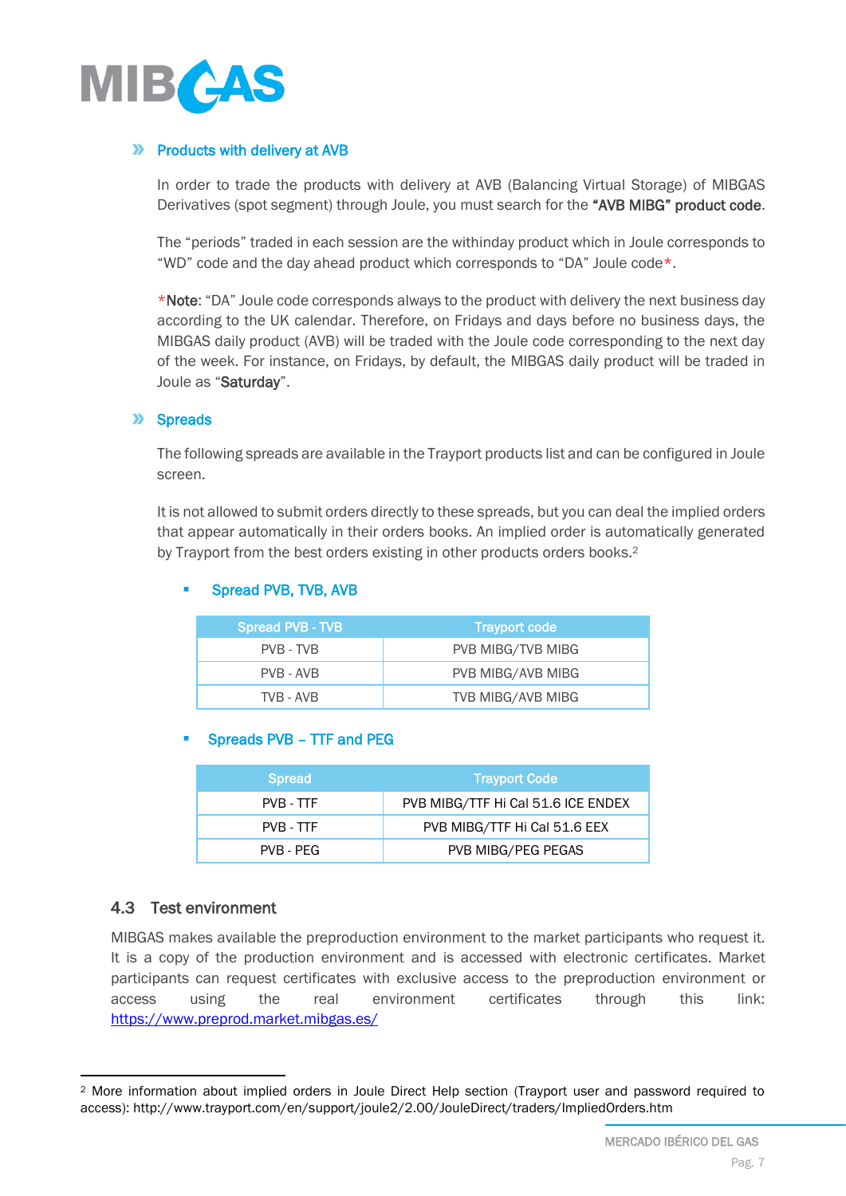### Products with delivery at AVB

In order to trade the products with delivery at AVB (Balancing Virtual Storage) of MIBGAS Derivatives (spot segment) through Joule, you must search for the **"AVB MIBG" product code**.

The "periods" traded in each session are the withinday product which in Joule corresponds to "WD" code and the day ahead product which corresponds to "DA" Joule code*.

***Note**: "DA" Joule code corresponds always to the product with delivery the next business day according to the UK calendar. Therefore, on Fridays and days before no business days, the MIBGAS daily product (AVB) will be traded with the Joule code corresponding to the next day of the week. For instance, on Fridays, by default, the MIBGAS daily product will be traded in Joule as "**Saturday**".

### Spreads

The following spreads are available in the Trayport products list and can be configured in Joule screen.

It is not allowed to submit orders directly to these spreads, but you can deal the implied orders that appear automatically in their orders books. An implied order is automatically generated by Trayport from the best orders existing in other products orders books.[2]

- #### Spread PVB, TVB, AVB

| Spread PVB - TVB | Trayport code |
|---|---|
| PVB - TVB | PVB MIBG/TVB MIBG |
| PVB - AVB | PVB MIBG/AVB MIBG |
| TVB - AVB | TVB MIBG/AVB MIBG |

- #### Spreads PVB – TTF and PEG

| Spread | Trayport Code |
|---|---|
| PVB - TTF | PVB MIBG/TTF Hi Cal 51.6 ICE ENDEX |
| PVB - TTF | PVB MIBG/TTF Hi Cal 51.6 EEX |
| PVB - PEG | PVB MIBG/PEG PEGAS |

## 4.3 Test environment

MIBGAS makes available the preproduction environment to the market participants who request it. It is a copy of the production environment and is accessed with electronic certificates. Market participants can request certificates with exclusive access to the preproduction environment or access using the real environment certificates through this link: https://www.preprod.market.mibgas.es/

---

[2] More information about implied orders in Joule Direct Help section (Trayport user and password required to access): http://www.trayport.com/en/support/joule2/2.00/JouleDirect/traders/ImpliedOrders.htm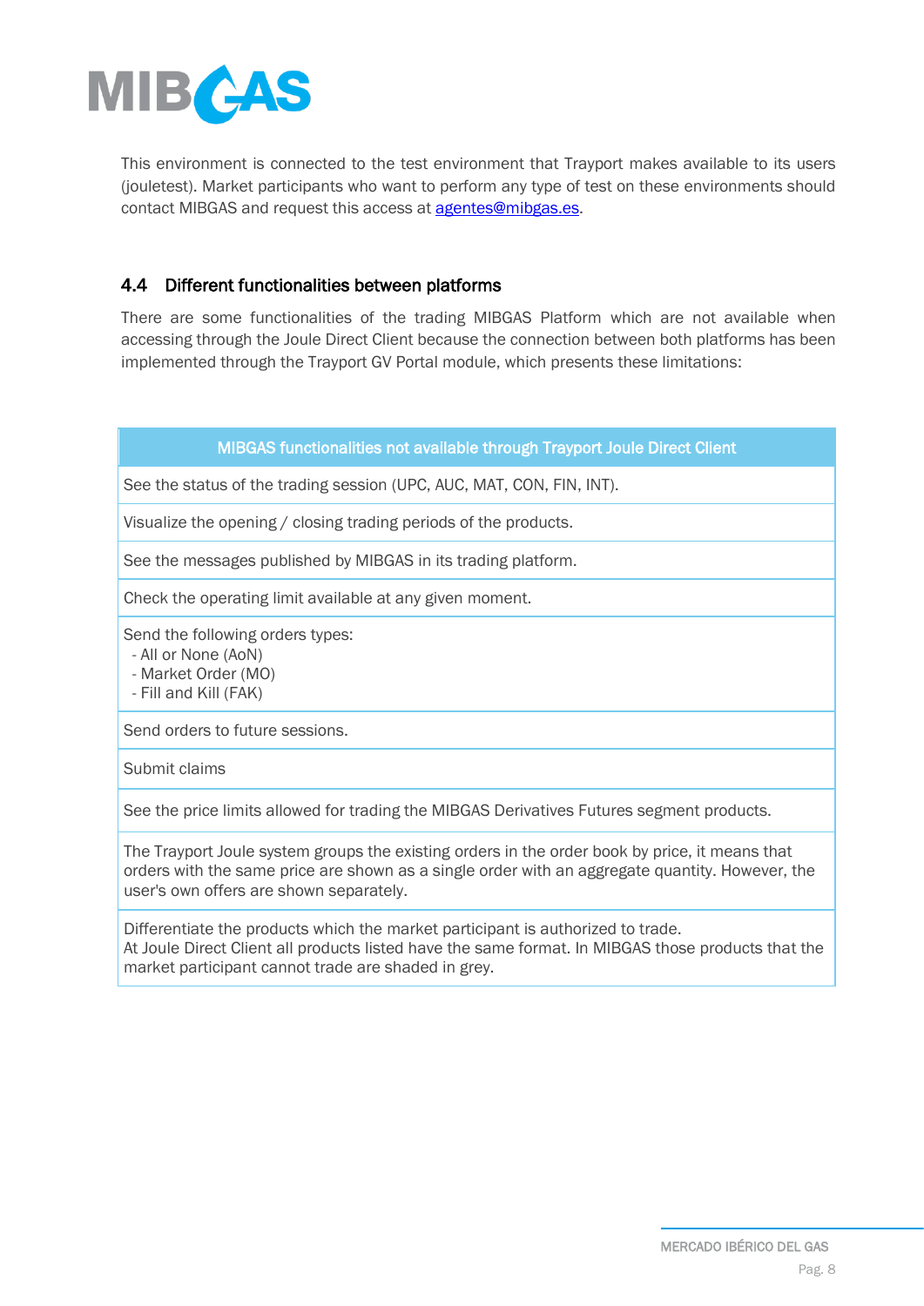This environment is connected to the test environment that Trayport makes available to its users (jouletest). Market participants who want to perform any type of test on these environments should contact MIBGAS and request this access at agentes@mibgas.es.

### 4.4 Different functionalities between platforms

There are some functionalities of the trading MIBGAS Platform which are not available when accessing through the Joule Direct Client because the connection between both platforms has been implemented through the Trayport GV Portal module, which presents these limitations:

| MIBGAS functionalities not available through Trayport Joule Direct Client |
| --- |
| See the status of the trading session (UPC, AUC, MAT, CON, FIN, INT). |
| Visualize the opening / closing trading periods of the products. |
| See the messages published by MIBGAS in its trading platform. |
| Check the operating limit available at any given moment. |
| Send the following orders types:<br>- All or None (AoN)<br>- Market Order (MO)<br>- Fill and Kill (FAK) |
| Send orders to future sessions. |
| Submit claims |
| See the price limits allowed for trading the MIBGAS Derivatives Futures segment products. |
| The Trayport Joule system groups the existing orders in the order book by price, it means that orders with the same price are shown as a single order with an aggregate quantity. However, the user's own offers are shown separately. |
| Differentiate the products which the market participant is authorized to trade.<br>At Joule Direct Client all products listed have the same format. In MIBGAS those products that the market participant cannot trade are shaded in grey. |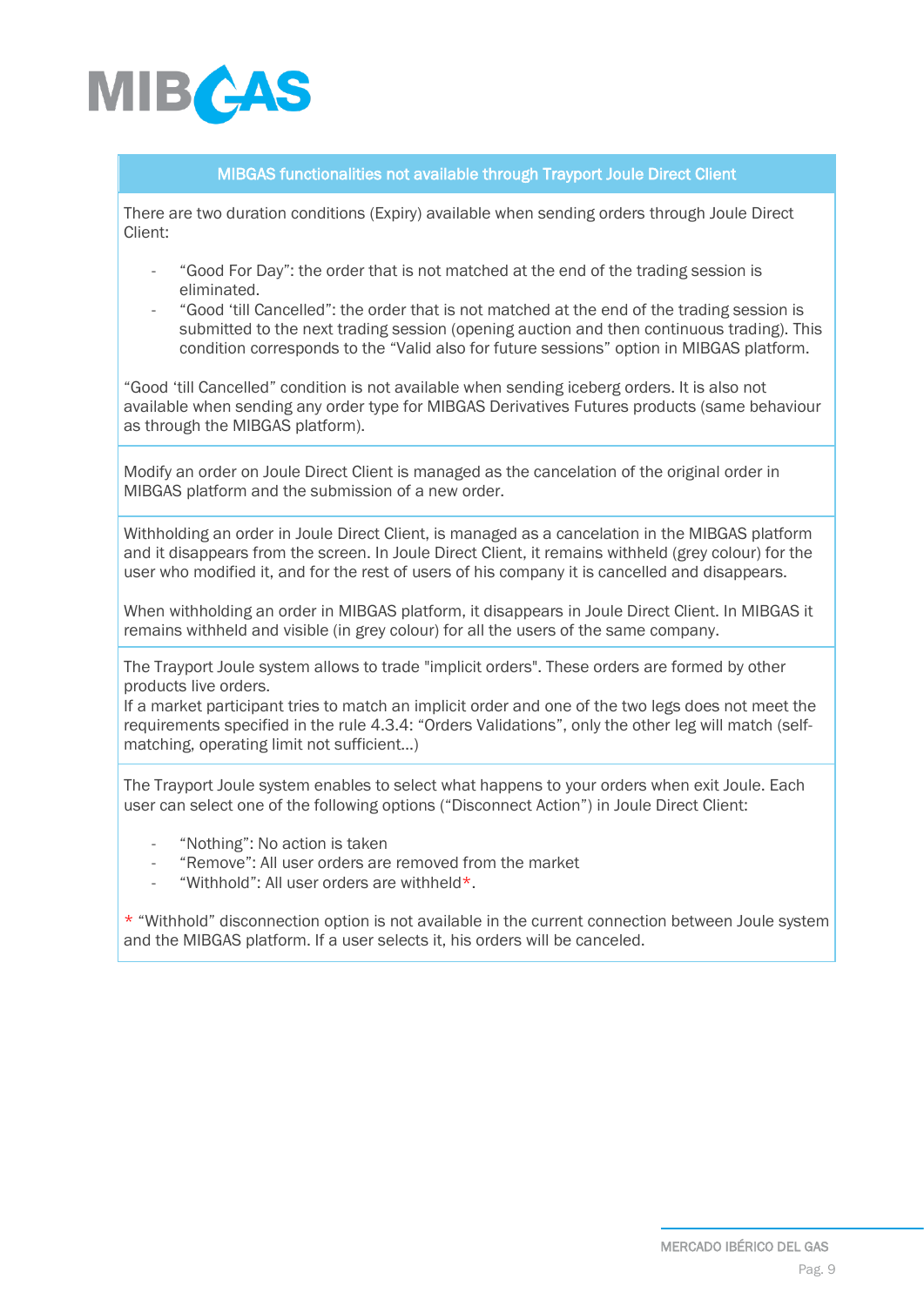| MIBGAS functionalities not available through Trayport Joule Direct Client |
|---|
| There are two duration conditions (Expiry) available when sending orders through Joule Direct Client:<br><br>- "Good For Day": the order that is not matched at the end of the trading session is eliminated.<br>- "Good 'till Cancelled": the order that is not matched at the end of the trading session is submitted to the next trading session (opening auction and then continuous trading). This condition corresponds to the "Valid also for future sessions" option in MIBGAS platform.<br><br>"Good 'till Cancelled" condition is not available when sending iceberg orders. It is also not available when sending any order type for MIBGAS Derivatives Futures products (same behaviour as through the MIBGAS platform). |
| Modify an order on Joule Direct Client is managed as the cancelation of the original order in MIBGAS platform and the submission of a new order. |
| Withholding an order in Joule Direct Client, is managed as a cancelation in the MIBGAS platform and it disappears from the screen. In Joule Direct Client, it remains withheld (grey colour) for the user who modified it, and for the rest of users of his company it is cancelled and disappears.<br><br>When withholding an order in MIBGAS platform, it disappears in Joule Direct Client. In MIBGAS it remains withheld and visible (in grey colour) for all the users of the same company. |
| The Trayport Joule system allows to trade "implicit orders". These orders are formed by other products live orders.<br>If a market participant tries to match an implicit order and one of the two legs does not meet the requirements specified in the rule 4.3.4: "Orders Validations", only the other leg will match (self-matching, operating limit not sufficient…) |
| The Trayport Joule system enables to select what happens to your orders when exit Joule. Each user can select one of the following options ("Disconnect Action") in Joule Direct Client:<br><br>- "Nothing": No action is taken<br>- "Remove": All user orders are removed from the market<br>- "Withhold": All user orders are withheld*.<br><br>* "Withhold" disconnection option is not available in the current connection between Joule system and the MIBGAS platform. If a user selects it, his orders will be canceled. |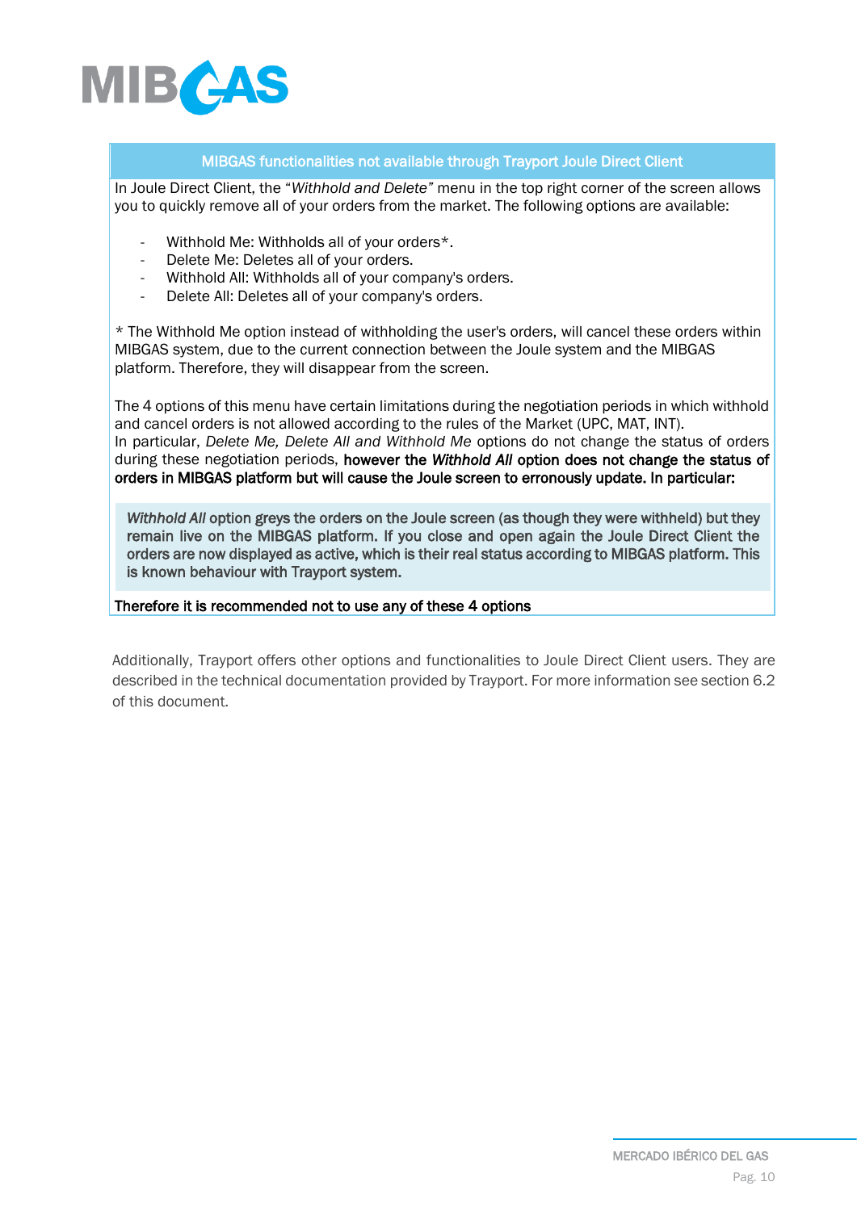**MIBGAS functionalities not available through Trayport Joule Direct Client**

In Joule Direct Client, the "*Withhold and Delete*" menu in the top right corner of the screen allows you to quickly remove all of your orders from the market. The following options are available:

- Withhold Me: Withholds all of your orders*.
- Delete Me: Deletes all of your orders.
- Withhold All: Withholds all of your company's orders.
- Delete All: Deletes all of your company's orders.

* The Withhold Me option instead of withholding the user's orders, will cancel these orders within MIBGAS system, due to the current connection between the Joule system and the MIBGAS platform. Therefore, they will disappear from the screen.

The 4 options of this menu have certain limitations during the negotiation periods in which withhold and cancel orders is not allowed according to the rules of the Market (UPC, MAT, INT).
In particular, *Delete Me, Delete All and Withhold Me* options do not change the status of orders during these negotiation periods, **however the *Withhold All* option does not change the status of orders in MIBGAS platform but will cause the Joule screen to erronously update. In particular:**

> ***Withhold All*** **option greys the orders on the Joule screen (as though they were withheld) but they remain live on the MIBGAS platform. If you close and open again the Joule Direct Client the orders are now displayed as active, which is their real status according to MIBGAS platform. This is known behaviour with Trayport system.**

**Therefore it is recommended not to use any of these 4 options**

Additionally, Trayport offers other options and functionalities to Joule Direct Client users. They are described in the technical documentation provided by Trayport. For more information see section 6.2 of this document.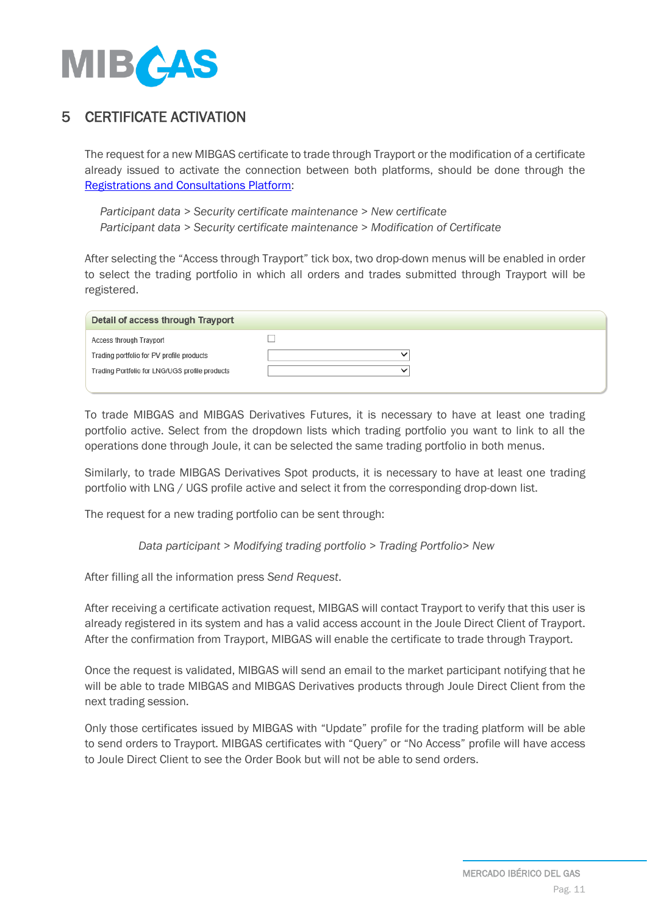# 5 CERTIFICATE ACTIVATION

The request for a new MIBGAS certificate to trade through Trayport or the modification of a certificate already issued to activate the connection between both platforms, should be done through the [Registrations and Consultations Platform]:

*Participant data > Security certificate maintenance > New certificate*
*Participant data > Security certificate maintenance > Modification of Certificate*

After selecting the "Access through Trayport" tick box, two drop-down menus will be enabled in order to select the trading portfolio in which all orders and trades submitted through Trayport will be registered.

| Detail of access through Trayport | |
|---|---|
| Access through Trayport | ☐ |
| Trading portfolio for PV profile products | |
| Trading Portfolio for LNG/UGS profile products | |

To trade MIBGAS and MIBGAS Derivatives Futures, it is necessary to have at least one trading portfolio active. Select from the dropdown lists which trading portfolio you want to link to all the operations done through Joule, it can be selected the same trading portfolio in both menus.

Similarly, to trade MIBGAS Derivatives Spot products, it is necessary to have at least one trading portfolio with LNG / UGS profile active and select it from the corresponding drop-down list.

The request for a new trading portfolio can be sent through:

*Data participant > Modifying trading portfolio > Trading Portfolio> New*

After filling all the information press *Send Request*.

After receiving a certificate activation request, MIBGAS will contact Trayport to verify that this user is already registered in its system and has a valid access account in the Joule Direct Client of Trayport. After the confirmation from Trayport, MIBGAS will enable the certificate to trade through Trayport.

Once the request is validated, MIBGAS will send an email to the market participant notifying that he will be able to trade MIBGAS and MIBGAS Derivatives products through Joule Direct Client from the next trading session.

Only those certificates issued by MIBGAS with "Update" profile for the trading platform will be able to send orders to Trayport. MIBGAS certificates with "Query" or "No Access" profile will have access to Joule Direct Client to see the Order Book but will not be able to send orders.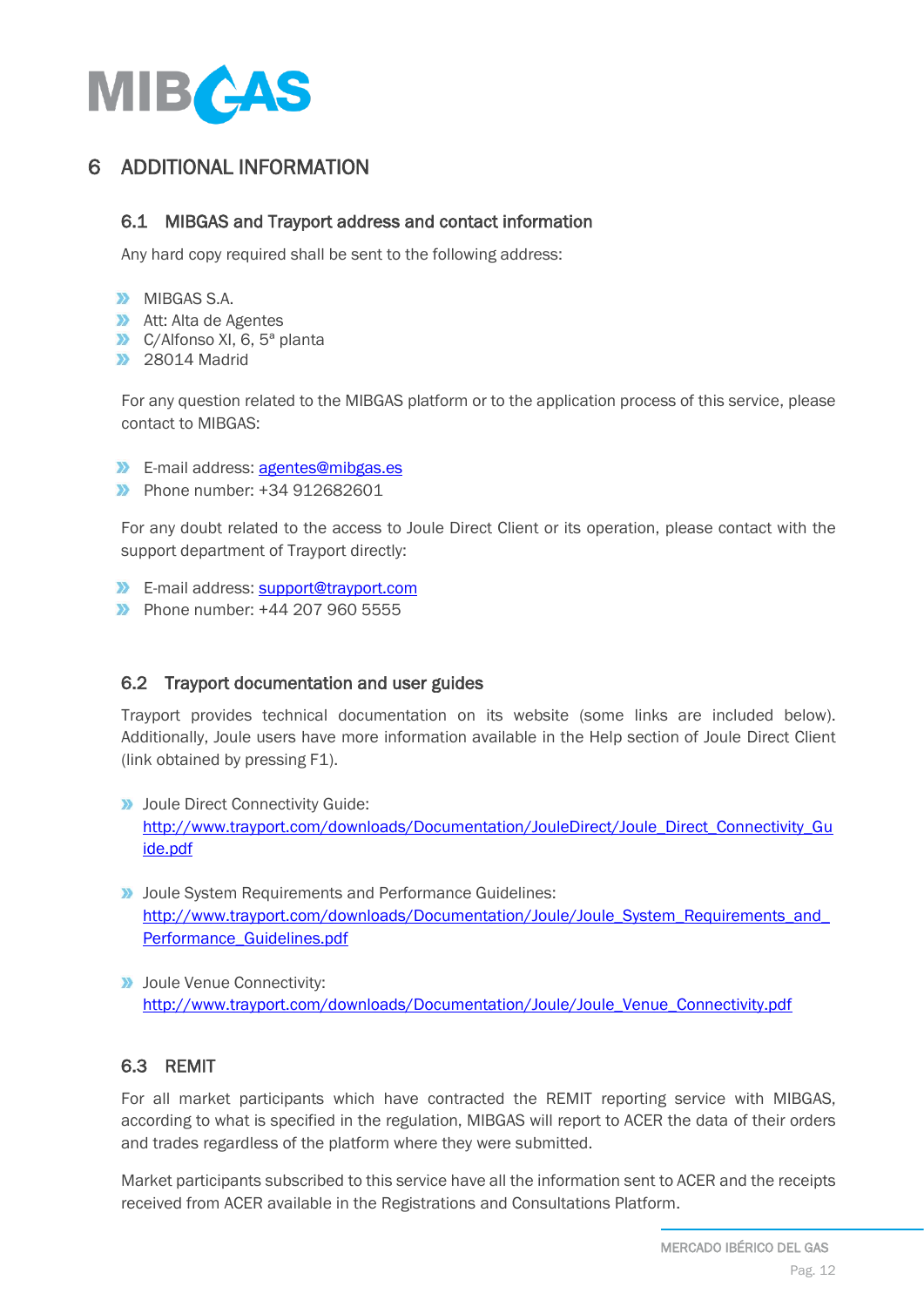# 6 ADDITIONAL INFORMATION

## 6.1 MIBGAS and Trayport address and contact information

Any hard copy required shall be sent to the following address:

- MIBGAS S.A.
- Att: Alta de Agentes
- C/Alfonso XI, 6, 5ª planta
- 28014 Madrid

For any question related to the MIBGAS platform or to the application process of this service, please contact to MIBGAS:

- E-mail address: agentes@mibgas.es
- Phone number: +34 912682601

For any doubt related to the access to Joule Direct Client or its operation, please contact with the support department of Trayport directly:

- E-mail address: support@trayport.com
- Phone number: +44 207 960 5555

## 6.2 Trayport documentation and user guides

Trayport provides technical documentation on its website (some links are included below). Additionally, Joule users have more information available in the Help section of Joule Direct Client (link obtained by pressing F1).

- Joule Direct Connectivity Guide: http://www.trayport.com/downloads/Documentation/JouleDirect/Joule_Direct_Connectivity_Guide.pdf

- Joule System Requirements and Performance Guidelines: http://www.trayport.com/downloads/Documentation/Joule/Joule_System_Requirements_and_Performance_Guidelines.pdf

- Joule Venue Connectivity: http://www.trayport.com/downloads/Documentation/Joule/Joule_Venue_Connectivity.pdf

## 6.3 REMIT

For all market participants which have contracted the REMIT reporting service with MIBGAS, according to what is specified in the regulation, MIBGAS will report to ACER the data of their orders and trades regardless of the platform where they were submitted.

Market participants subscribed to this service have all the information sent to ACER and the receipts received from ACER available in the Registrations and Consultations Platform.